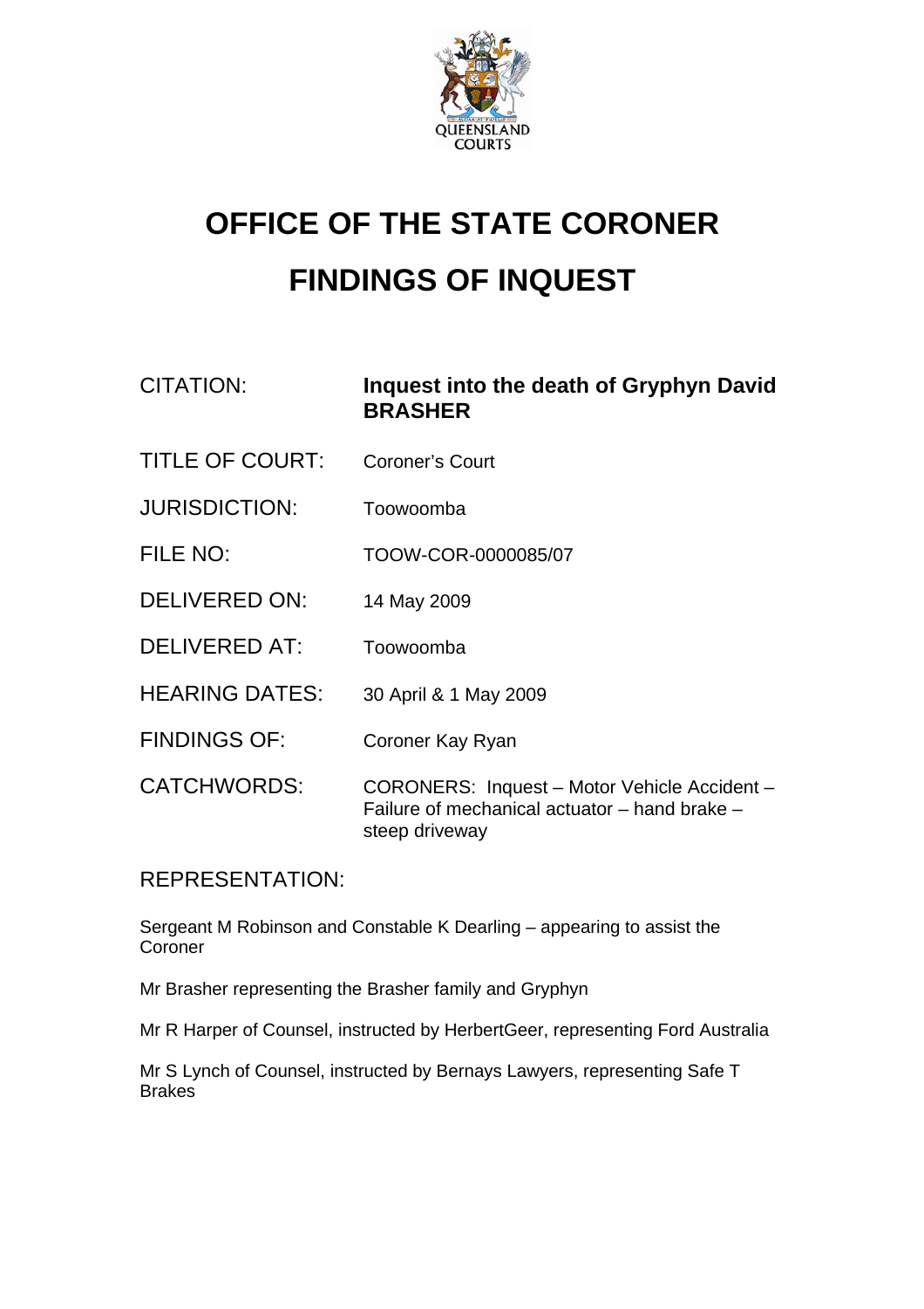QUEENSLAND COURTS

# OFFICE OF THE STATE CORONER

# FINDINGS OF INQUEST

| | |
|---|---|
| CITATION: | **Inquest into the death of Gryphyn David BRASHER** |
| TITLE OF COURT: | Coroner's Court |
| JURISDICTION: | Toowoomba |
| FILE NO: | TOOW-COR-0000085/07 |
| DELIVERED ON: | 14 May 2009 |
| DELIVERED AT: | Toowoomba |
| HEARING DATES: | 30 April & 1 May 2009 |
| FINDINGS OF: | Coroner Kay Ryan |
| CATCHWORDS: | CORONERS: Inquest – Motor Vehicle Accident – Failure of mechanical actuator – hand brake – steep driveway |

REPRESENTATION:

Sergeant M Robinson and Constable K Dearling – appearing to assist the Coroner

Mr Brasher representing the Brasher family and Gryphyn

Mr R Harper of Counsel, instructed by HerbertGeer, representing Ford Australia

Mr S Lynch of Counsel, instructed by Bernays Lawyers, representing Safe T Brakes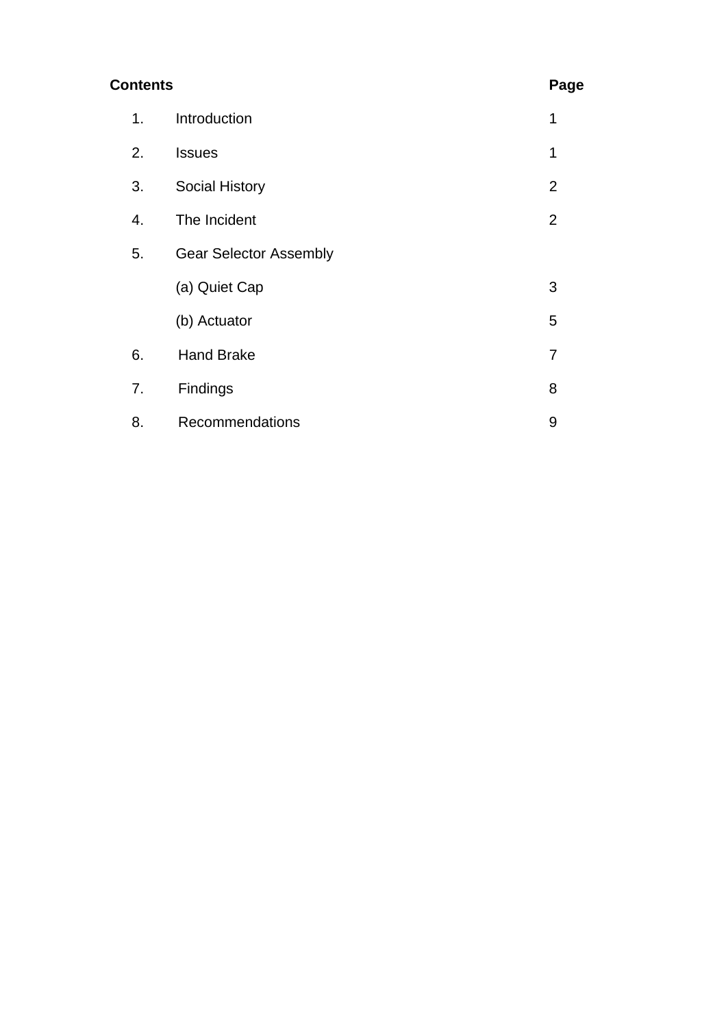| **Contents** | | **Page** |
|---|---|---|
| 1. | Introduction | 1 |
| 2. | Issues | 1 |
| 3. | Social History | 2 |
| 4. | The Incident | 2 |
| 5. | Gear Selector Assembly | |
| | (a) Quiet Cap | 3 |
| | (b) Actuator | 5 |
| 6. | Hand Brake | 7 |
| 7. | Findings | 8 |
| 8. | Recommendations | 9 |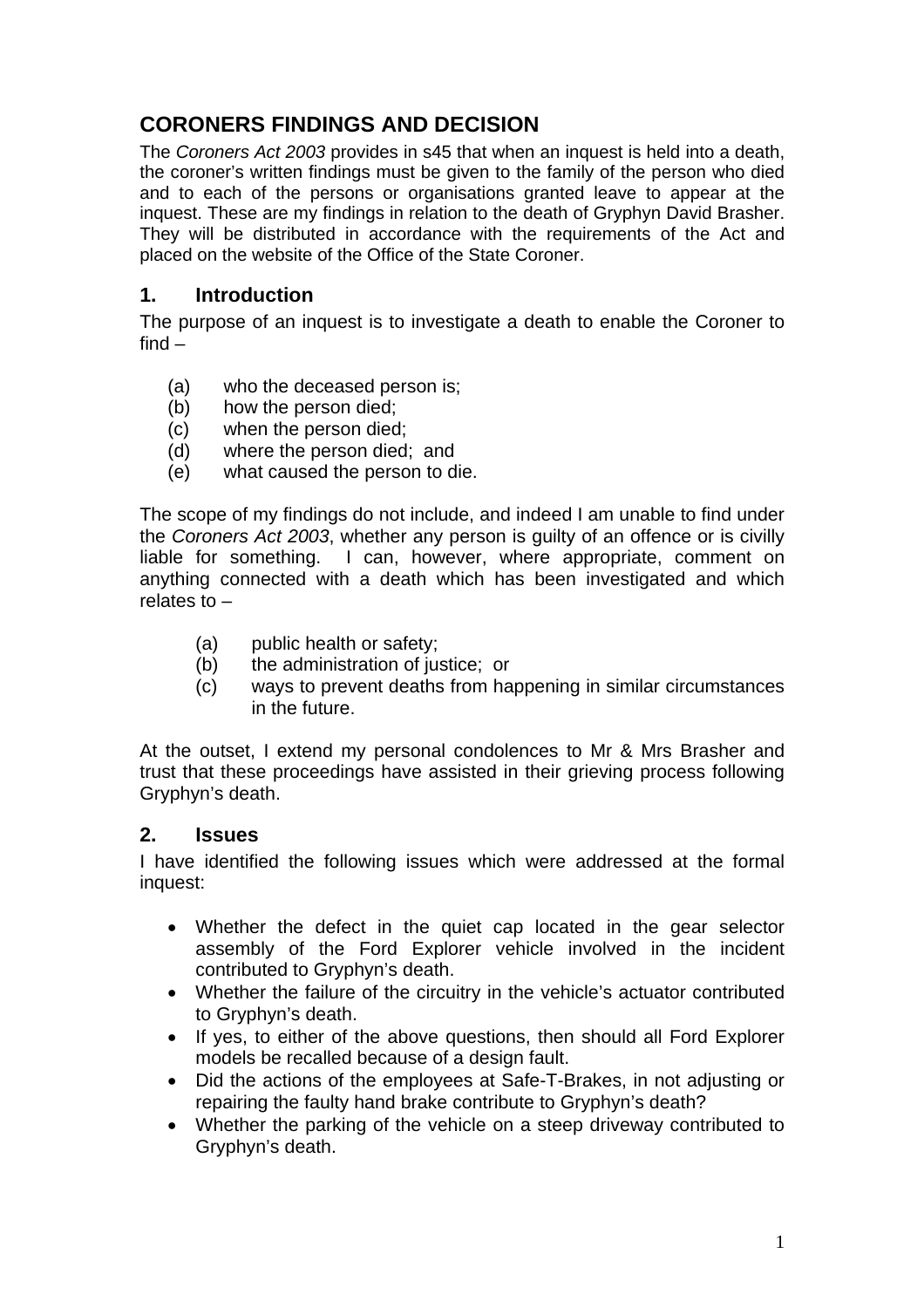## CORONERS FINDINGS AND DECISION

The *Coroners Act 2003* provides in s45 that when an inquest is held into a death, the coroner's written findings must be given to the family of the person who died and to each of the persons or organisations granted leave to appear at the inquest. These are my findings in relation to the death of Gryphyn David Brasher. They will be distributed in accordance with the requirements of the Act and placed on the website of the Office of the State Coroner.

### 1. Introduction

The purpose of an inquest is to investigate a death to enable the Coroner to find –

(a) who the deceased person is;
(b) how the person died;
(c) when the person died;
(d) where the person died; and
(e) what caused the person to die.

The scope of my findings do not include, and indeed I am unable to find under the *Coroners Act 2003*, whether any person is guilty of an offence or is civilly liable for something. I can, however, where appropriate, comment on anything connected with a death which has been investigated and which relates to –

(a) public health or safety;
(b) the administration of justice; or
(c) ways to prevent deaths from happening in similar circumstances in the future.

At the outset, I extend my personal condolences to Mr & Mrs Brasher and trust that these proceedings have assisted in their grieving process following Gryphyn's death.

### 2. Issues

I have identified the following issues which were addressed at the formal inquest:

- Whether the defect in the quiet cap located in the gear selector assembly of the Ford Explorer vehicle involved in the incident contributed to Gryphyn's death.
- Whether the failure of the circuitry in the vehicle's actuator contributed to Gryphyn's death.
- If yes, to either of the above questions, then should all Ford Explorer models be recalled because of a design fault.
- Did the actions of the employees at Safe-T-Brakes, in not adjusting or repairing the faulty hand brake contribute to Gryphyn's death?
- Whether the parking of the vehicle on a steep driveway contributed to Gryphyn's death.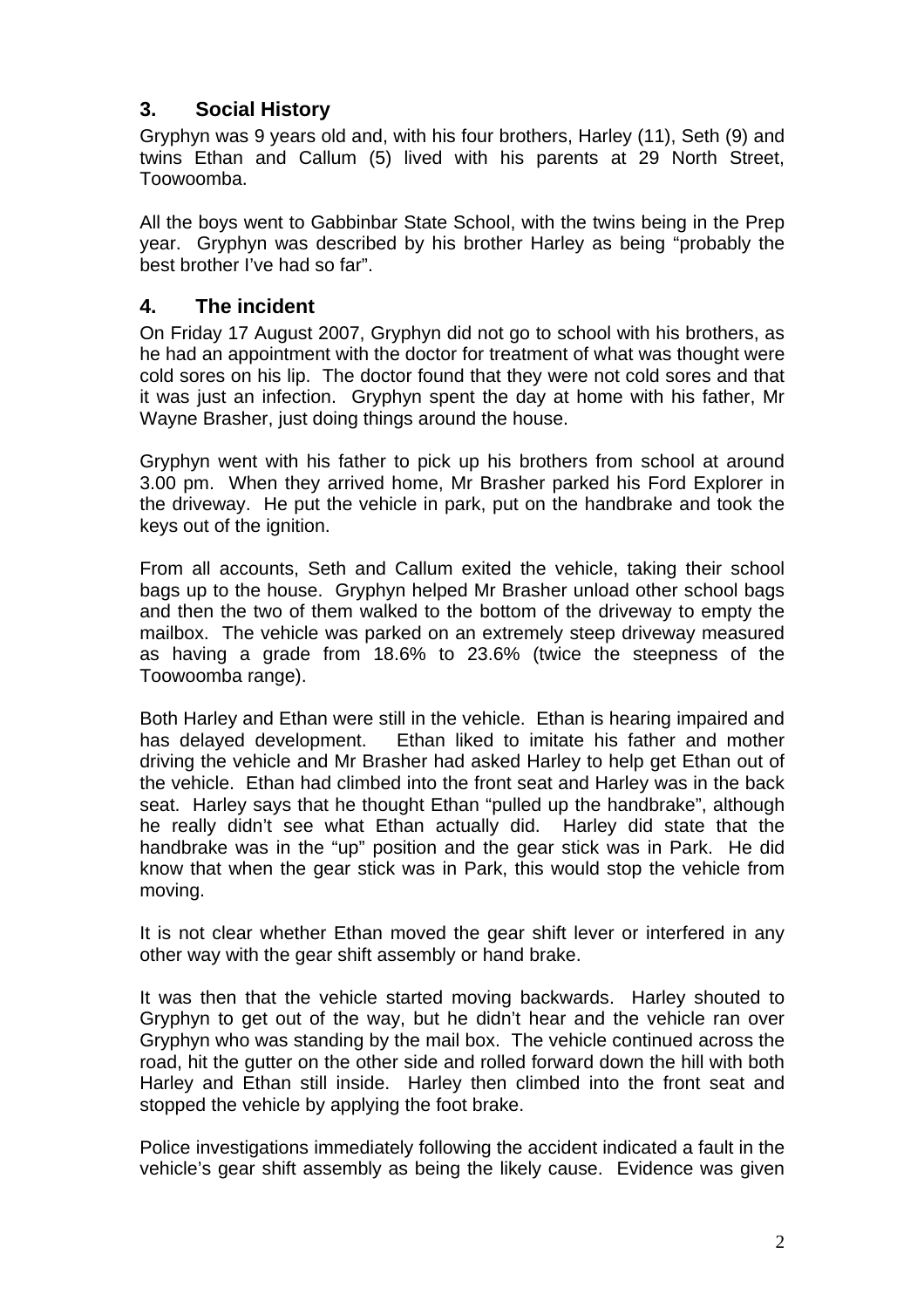## 3. Social History

Gryphyn was 9 years old and, with his four brothers, Harley (11), Seth (9) and twins Ethan and Callum (5) lived with his parents at 29 North Street, Toowoomba.

All the boys went to Gabbinbar State School, with the twins being in the Prep year. Gryphyn was described by his brother Harley as being "probably the best brother I've had so far".

## 4. The incident

On Friday 17 August 2007, Gryphyn did not go to school with his brothers, as he had an appointment with the doctor for treatment of what was thought were cold sores on his lip. The doctor found that they were not cold sores and that it was just an infection. Gryphyn spent the day at home with his father, Mr Wayne Brasher, just doing things around the house.

Gryphyn went with his father to pick up his brothers from school at around 3.00 pm. When they arrived home, Mr Brasher parked his Ford Explorer in the driveway. He put the vehicle in park, put on the handbrake and took the keys out of the ignition.

From all accounts, Seth and Callum exited the vehicle, taking their school bags up to the house. Gryphyn helped Mr Brasher unload other school bags and then the two of them walked to the bottom of the driveway to empty the mailbox. The vehicle was parked on an extremely steep driveway measured as having a grade from 18.6% to 23.6% (twice the steepness of the Toowoomba range).

Both Harley and Ethan were still in the vehicle. Ethan is hearing impaired and has delayed development. Ethan liked to imitate his father and mother driving the vehicle and Mr Brasher had asked Harley to help get Ethan out of the vehicle. Ethan had climbed into the front seat and Harley was in the back seat. Harley says that he thought Ethan "pulled up the handbrake", although he really didn't see what Ethan actually did. Harley did state that the handbrake was in the "up" position and the gear stick was in Park. He did know that when the gear stick was in Park, this would stop the vehicle from moving.

It is not clear whether Ethan moved the gear shift lever or interfered in any other way with the gear shift assembly or hand brake.

It was then that the vehicle started moving backwards. Harley shouted to Gryphyn to get out of the way, but he didn't hear and the vehicle ran over Gryphyn who was standing by the mail box. The vehicle continued across the road, hit the gutter on the other side and rolled forward down the hill with both Harley and Ethan still inside. Harley then climbed into the front seat and stopped the vehicle by applying the foot brake.

Police investigations immediately following the accident indicated a fault in the vehicle's gear shift assembly as being the likely cause. Evidence was given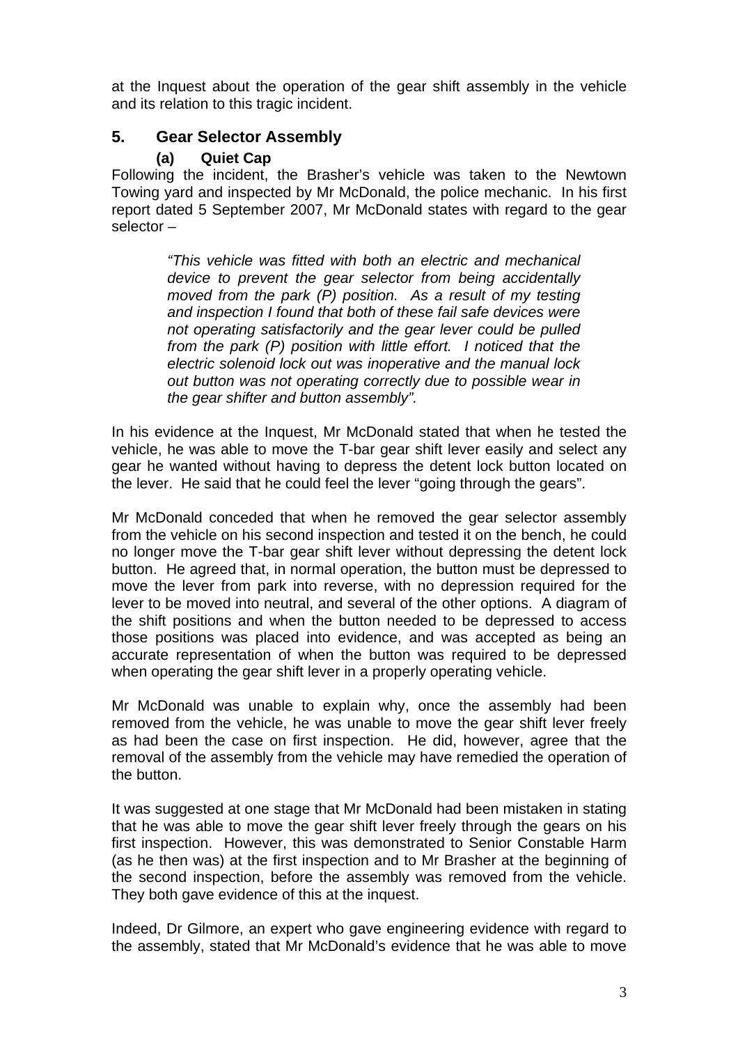at the Inquest about the operation of the gear shift assembly in the vehicle and its relation to this tragic incident.

## 5. Gear Selector Assembly

### (a) Quiet Cap

Following the incident, the Brasher's vehicle was taken to the Newtown Towing yard and inspected by Mr McDonald, the police mechanic. In his first report dated 5 September 2007, Mr McDonald states with regard to the gear selector –

> *"This vehicle was fitted with both an electric and mechanical device to prevent the gear selector from being accidentally moved from the park (P) position. As a result of my testing and inspection I found that both of these fail safe devices were not operating satisfactorily and the gear lever could be pulled from the park (P) position with little effort. I noticed that the electric solenoid lock out was inoperative and the manual lock out button was not operating correctly due to possible wear in the gear shifter and button assembly".*

In his evidence at the Inquest, Mr McDonald stated that when he tested the vehicle, he was able to move the T-bar gear shift lever easily and select any gear he wanted without having to depress the detent lock button located on the lever. He said that he could feel the lever "going through the gears".

Mr McDonald conceded that when he removed the gear selector assembly from the vehicle on his second inspection and tested it on the bench, he could no longer move the T-bar gear shift lever without depressing the detent lock button. He agreed that, in normal operation, the button must be depressed to move the lever from park into reverse, with no depression required for the lever to be moved into neutral, and several of the other options. A diagram of the shift positions and when the button needed to be depressed to access those positions was placed into evidence, and was accepted as being an accurate representation of when the button was required to be depressed when operating the gear shift lever in a properly operating vehicle.

Mr McDonald was unable to explain why, once the assembly had been removed from the vehicle, he was unable to move the gear shift lever freely as had been the case on first inspection. He did, however, agree that the removal of the assembly from the vehicle may have remedied the operation of the button.

It was suggested at one stage that Mr McDonald had been mistaken in stating that he was able to move the gear shift lever freely through the gears on his first inspection. However, this was demonstrated to Senior Constable Harm (as he then was) at the first inspection and to Mr Brasher at the beginning of the second inspection, before the assembly was removed from the vehicle. They both gave evidence of this at the inquest.

Indeed, Dr Gilmore, an expert who gave engineering evidence with regard to the assembly, stated that Mr McDonald's evidence that he was able to move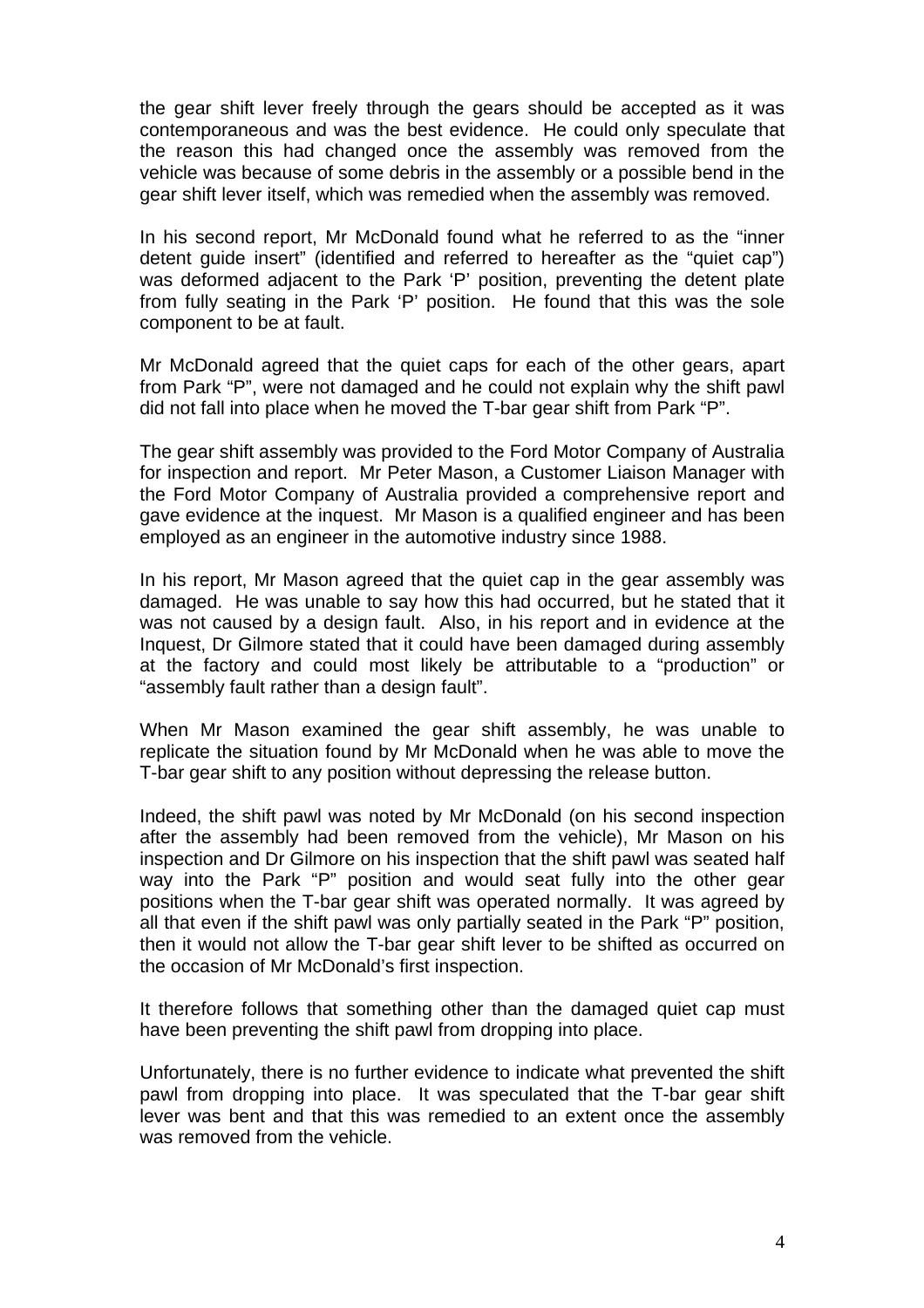the gear shift lever freely through the gears should be accepted as it was contemporaneous and was the best evidence. He could only speculate that the reason this had changed once the assembly was removed from the vehicle was because of some debris in the assembly or a possible bend in the gear shift lever itself, which was remedied when the assembly was removed.

In his second report, Mr McDonald found what he referred to as the "inner detent guide insert" (identified and referred to hereafter as the "quiet cap") was deformed adjacent to the Park 'P' position, preventing the detent plate from fully seating in the Park 'P' position. He found that this was the sole component to be at fault.

Mr McDonald agreed that the quiet caps for each of the other gears, apart from Park "P", were not damaged and he could not explain why the shift pawl did not fall into place when he moved the T-bar gear shift from Park "P".

The gear shift assembly was provided to the Ford Motor Company of Australia for inspection and report. Mr Peter Mason, a Customer Liaison Manager with the Ford Motor Company of Australia provided a comprehensive report and gave evidence at the inquest. Mr Mason is a qualified engineer and has been employed as an engineer in the automotive industry since 1988.

In his report, Mr Mason agreed that the quiet cap in the gear assembly was damaged. He was unable to say how this had occurred, but he stated that it was not caused by a design fault. Also, in his report and in evidence at the Inquest, Dr Gilmore stated that it could have been damaged during assembly at the factory and could most likely be attributable to a "production" or "assembly fault rather than a design fault".

When Mr Mason examined the gear shift assembly, he was unable to replicate the situation found by Mr McDonald when he was able to move the T-bar gear shift to any position without depressing the release button.

Indeed, the shift pawl was noted by Mr McDonald (on his second inspection after the assembly had been removed from the vehicle), Mr Mason on his inspection and Dr Gilmore on his inspection that the shift pawl was seated half way into the Park "P" position and would seat fully into the other gear positions when the T-bar gear shift was operated normally. It was agreed by all that even if the shift pawl was only partially seated in the Park "P" position, then it would not allow the T-bar gear shift lever to be shifted as occurred on the occasion of Mr McDonald's first inspection.

It therefore follows that something other than the damaged quiet cap must have been preventing the shift pawl from dropping into place.

Unfortunately, there is no further evidence to indicate what prevented the shift pawl from dropping into place. It was speculated that the T-bar gear shift lever was bent and that this was remedied to an extent once the assembly was removed from the vehicle.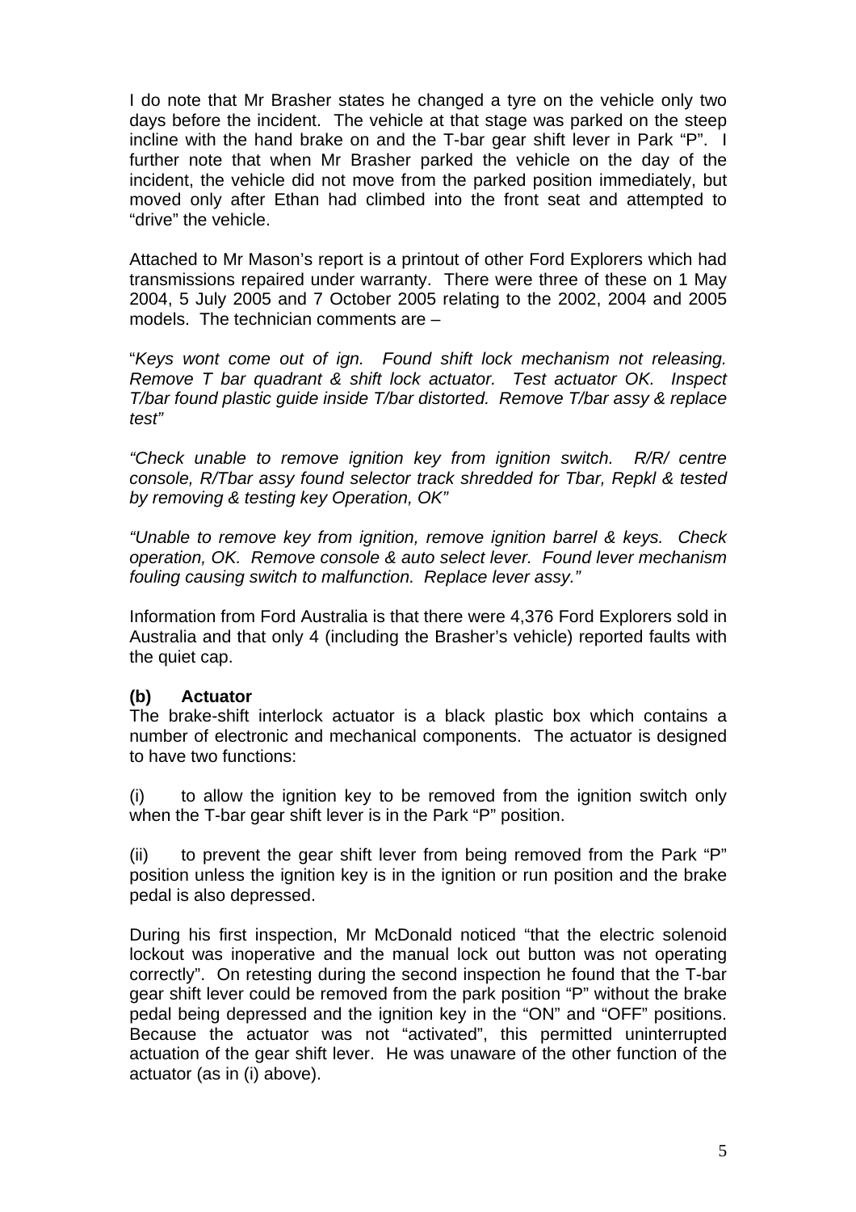I do note that Mr Brasher states he changed a tyre on the vehicle only two days before the incident. The vehicle at that stage was parked on the steep incline with the hand brake on and the T-bar gear shift lever in Park "P". I further note that when Mr Brasher parked the vehicle on the day of the incident, the vehicle did not move from the parked position immediately, but moved only after Ethan had climbed into the front seat and attempted to "drive" the vehicle.

Attached to Mr Mason's report is a printout of other Ford Explorers which had transmissions repaired under warranty. There were three of these on 1 May 2004, 5 July 2005 and 7 October 2005 relating to the 2002, 2004 and 2005 models. The technician comments are –

"*Keys wont come out of ign. Found shift lock mechanism not releasing. Remove T bar quadrant & shift lock actuator. Test actuator OK. Inspect T/bar found plastic guide inside T/bar distorted. Remove T/bar assy & replace test"*

*"Check unable to remove ignition key from ignition switch. R/R/ centre console, R/Tbar assy found selector track shredded for Tbar, Repkl & tested by removing & testing key Operation, OK"*

*"Unable to remove key from ignition, remove ignition barrel & keys. Check operation, OK. Remove console & auto select lever. Found lever mechanism fouling causing switch to malfunction. Replace lever assy."*

Information from Ford Australia is that there were 4,376 Ford Explorers sold in Australia and that only 4 (including the Brasher's vehicle) reported faults with the quiet cap.

**(b) Actuator**

The brake-shift interlock actuator is a black plastic box which contains a number of electronic and mechanical components. The actuator is designed to have two functions:

(i) to allow the ignition key to be removed from the ignition switch only when the T-bar gear shift lever is in the Park "P" position.

(ii) to prevent the gear shift lever from being removed from the Park "P" position unless the ignition key is in the ignition or run position and the brake pedal is also depressed.

During his first inspection, Mr McDonald noticed "that the electric solenoid lockout was inoperative and the manual lock out button was not operating correctly". On retesting during the second inspection he found that the T-bar gear shift lever could be removed from the park position "P" without the brake pedal being depressed and the ignition key in the "ON" and "OFF" positions. Because the actuator was not "activated", this permitted uninterrupted actuation of the gear shift lever. He was unaware of the other function of the actuator (as in (i) above).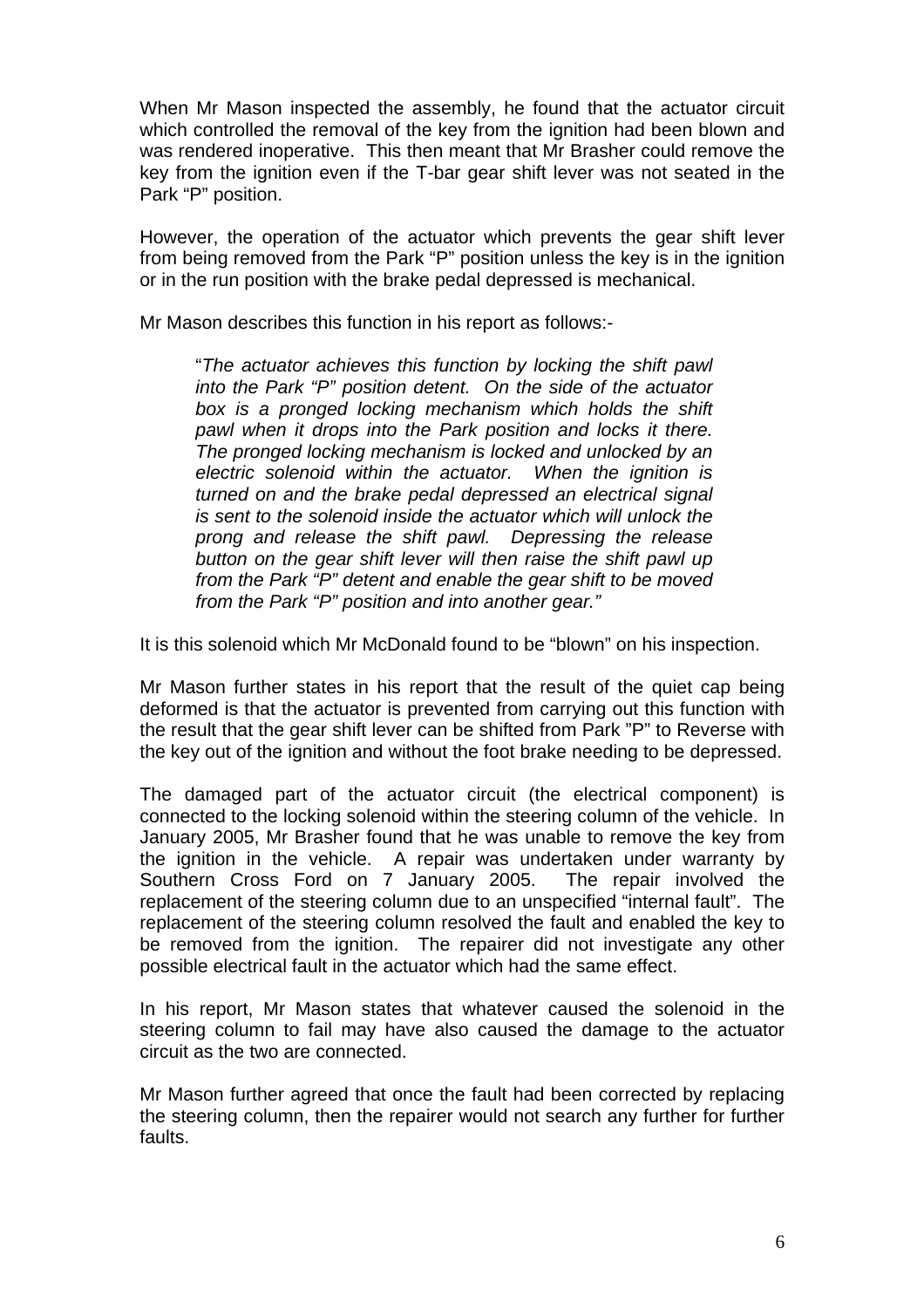When Mr Mason inspected the assembly, he found that the actuator circuit which controlled the removal of the key from the ignition had been blown and was rendered inoperative. This then meant that Mr Brasher could remove the key from the ignition even if the T-bar gear shift lever was not seated in the Park "P" position.

However, the operation of the actuator which prevents the gear shift lever from being removed from the Park "P" position unless the key is in the ignition or in the run position with the brake pedal depressed is mechanical.

Mr Mason describes this function in his report as follows:-

> "*The actuator achieves this function by locking the shift pawl into the Park "P" position detent. On the side of the actuator box is a pronged locking mechanism which holds the shift pawl when it drops into the Park position and locks it there. The pronged locking mechanism is locked and unlocked by an electric solenoid within the actuator. When the ignition is turned on and the brake pedal depressed an electrical signal is sent to the solenoid inside the actuator which will unlock the prong and release the shift pawl. Depressing the release button on the gear shift lever will then raise the shift pawl up from the Park "P" detent and enable the gear shift to be moved from the Park "P" position and into another gear."*

It is this solenoid which Mr McDonald found to be "blown" on his inspection.

Mr Mason further states in his report that the result of the quiet cap being deformed is that the actuator is prevented from carrying out this function with the result that the gear shift lever can be shifted from Park "P" to Reverse with the key out of the ignition and without the foot brake needing to be depressed.

The damaged part of the actuator circuit (the electrical component) is connected to the locking solenoid within the steering column of the vehicle. In January 2005, Mr Brasher found that he was unable to remove the key from the ignition in the vehicle. A repair was undertaken under warranty by Southern Cross Ford on 7 January 2005. The repair involved the replacement of the steering column due to an unspecified "internal fault". The replacement of the steering column resolved the fault and enabled the key to be removed from the ignition. The repairer did not investigate any other possible electrical fault in the actuator which had the same effect.

In his report, Mr Mason states that whatever caused the solenoid in the steering column to fail may have also caused the damage to the actuator circuit as the two are connected.

Mr Mason further agreed that once the fault had been corrected by replacing the steering column, then the repairer would not search any further for further faults.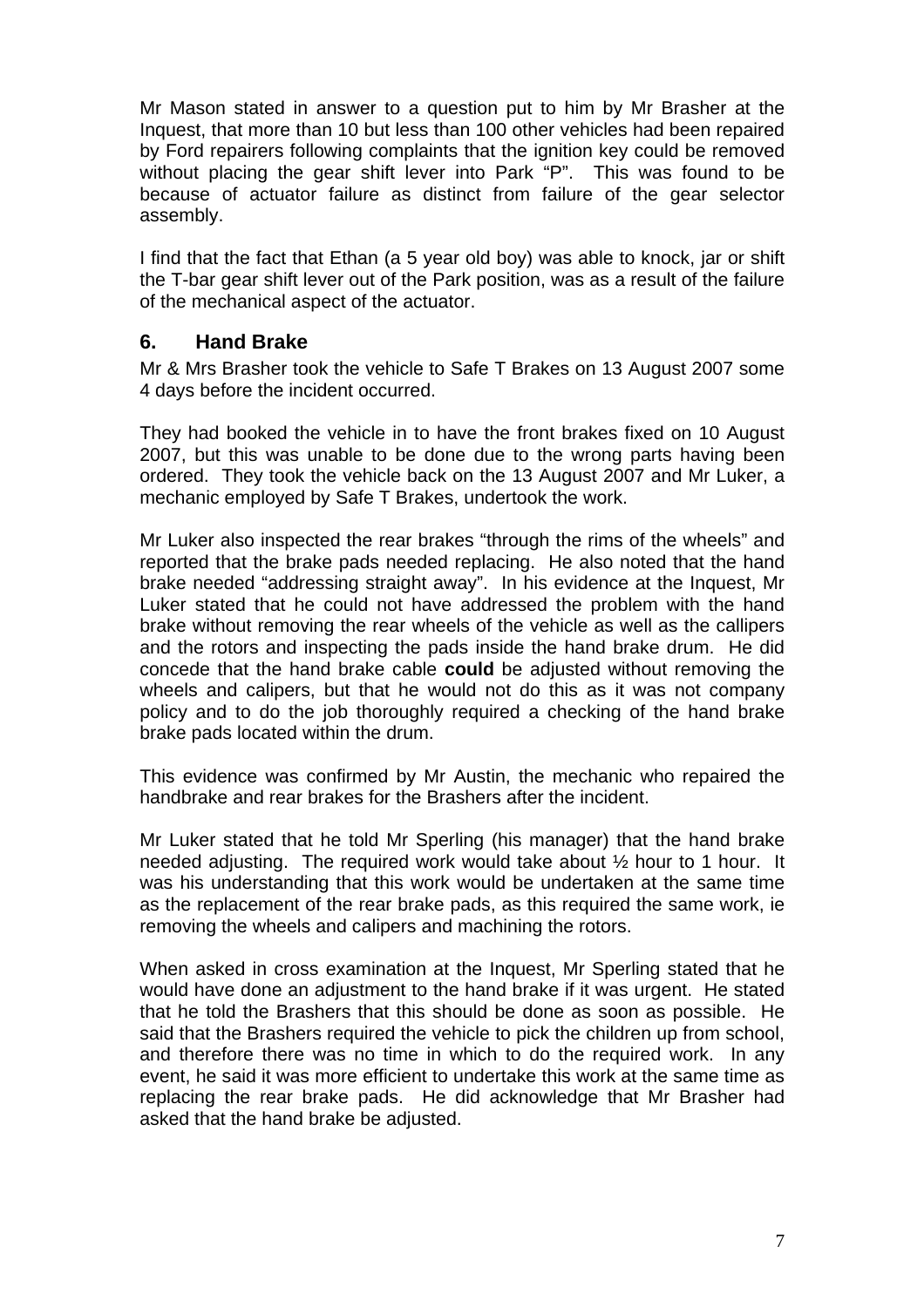Mr Mason stated in answer to a question put to him by Mr Brasher at the Inquest, that more than 10 but less than 100 other vehicles had been repaired by Ford repairers following complaints that the ignition key could be removed without placing the gear shift lever into Park "P". This was found to be because of actuator failure as distinct from failure of the gear selector assembly.

I find that the fact that Ethan (a 5 year old boy) was able to knock, jar or shift the T-bar gear shift lever out of the Park position, was as a result of the failure of the mechanical aspect of the actuator.

## 6. Hand Brake

Mr & Mrs Brasher took the vehicle to Safe T Brakes on 13 August 2007 some 4 days before the incident occurred.

They had booked the vehicle in to have the front brakes fixed on 10 August 2007, but this was unable to be done due to the wrong parts having been ordered. They took the vehicle back on the 13 August 2007 and Mr Luker, a mechanic employed by Safe T Brakes, undertook the work.

Mr Luker also inspected the rear brakes "through the rims of the wheels" and reported that the brake pads needed replacing. He also noted that the hand brake needed "addressing straight away". In his evidence at the Inquest, Mr Luker stated that he could not have addressed the problem with the hand brake without removing the rear wheels of the vehicle as well as the callipers and the rotors and inspecting the pads inside the hand brake drum. He did concede that the hand brake cable **could** be adjusted without removing the wheels and calipers, but that he would not do this as it was not company policy and to do the job thoroughly required a checking of the hand brake brake pads located within the drum.

This evidence was confirmed by Mr Austin, the mechanic who repaired the handbrake and rear brakes for the Brashers after the incident.

Mr Luker stated that he told Mr Sperling (his manager) that the hand brake needed adjusting. The required work would take about ½ hour to 1 hour. It was his understanding that this work would be undertaken at the same time as the replacement of the rear brake pads, as this required the same work, ie removing the wheels and calipers and machining the rotors.

When asked in cross examination at the Inquest, Mr Sperling stated that he would have done an adjustment to the hand brake if it was urgent. He stated that he told the Brashers that this should be done as soon as possible. He said that the Brashers required the vehicle to pick the children up from school, and therefore there was no time in which to do the required work. In any event, he said it was more efficient to undertake this work at the same time as replacing the rear brake pads. He did acknowledge that Mr Brasher had asked that the hand brake be adjusted.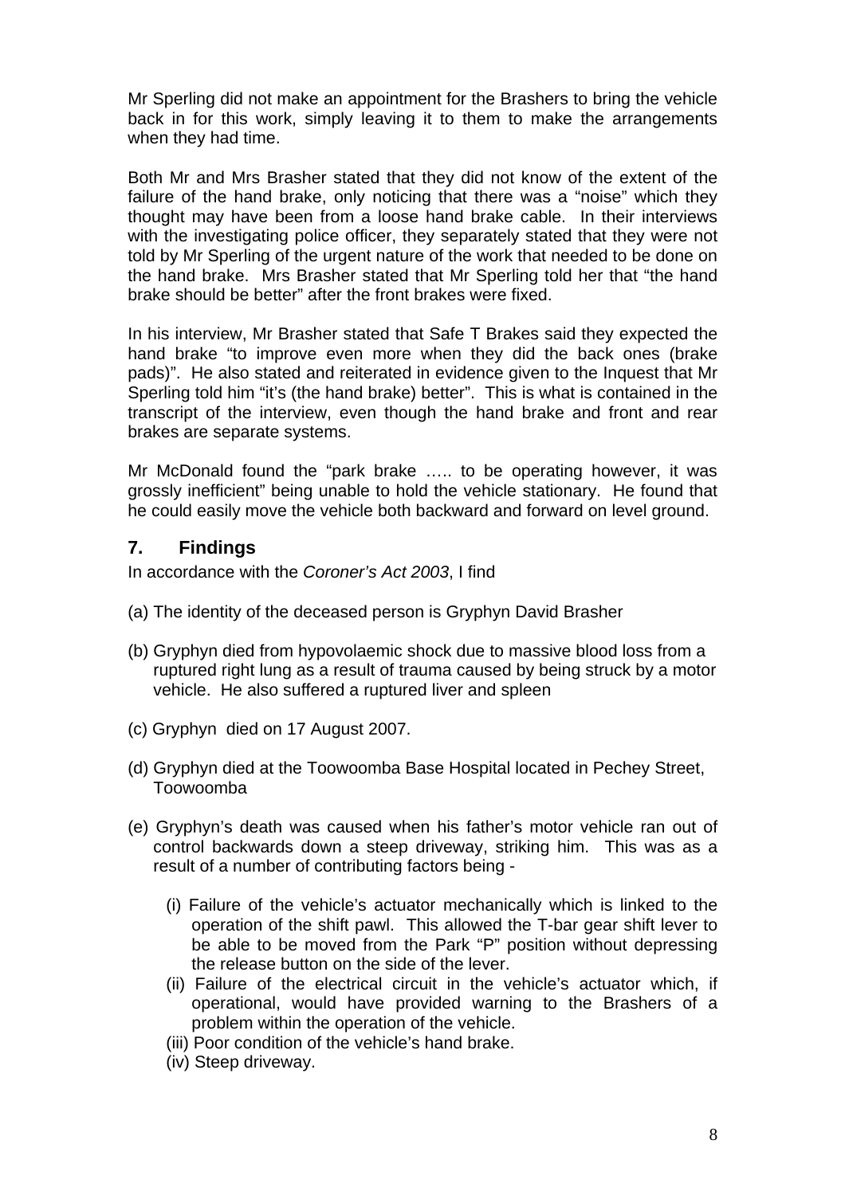Mr Sperling did not make an appointment for the Brashers to bring the vehicle back in for this work, simply leaving it to them to make the arrangements when they had time.

Both Mr and Mrs Brasher stated that they did not know of the extent of the failure of the hand brake, only noticing that there was a "noise" which they thought may have been from a loose hand brake cable. In their interviews with the investigating police officer, they separately stated that they were not told by Mr Sperling of the urgent nature of the work that needed to be done on the hand brake. Mrs Brasher stated that Mr Sperling told her that "the hand brake should be better" after the front brakes were fixed.

In his interview, Mr Brasher stated that Safe T Brakes said they expected the hand brake "to improve even more when they did the back ones (brake pads)". He also stated and reiterated in evidence given to the Inquest that Mr Sperling told him "it's (the hand brake) better". This is what is contained in the transcript of the interview, even though the hand brake and front and rear brakes are separate systems.

Mr McDonald found the "park brake ….. to be operating however, it was grossly inefficient" being unable to hold the vehicle stationary. He found that he could easily move the vehicle both backward and forward on level ground.

## 7. Findings

In accordance with the *Coroner's Act 2003*, I find

(a) The identity of the deceased person is Gryphyn David Brasher

(b) Gryphyn died from hypovolaemic shock due to massive blood loss from a ruptured right lung as a result of trauma caused by being struck by a motor vehicle. He also suffered a ruptured liver and spleen

(c) Gryphyn died on 17 August 2007.

(d) Gryphyn died at the Toowoomba Base Hospital located in Pechey Street, Toowoomba

(e) Gryphyn's death was caused when his father's motor vehicle ran out of control backwards down a steep driveway, striking him. This was as a result of a number of contributing factors being -

- (i) Failure of the vehicle's actuator mechanically which is linked to the operation of the shift pawl. This allowed the T-bar gear shift lever to be able to be moved from the Park "P" position without depressing the release button on the side of the lever.
- (ii) Failure of the electrical circuit in the vehicle's actuator which, if operational, would have provided warning to the Brashers of a problem within the operation of the vehicle.
- (iii) Poor condition of the vehicle's hand brake.
- (iv) Steep driveway.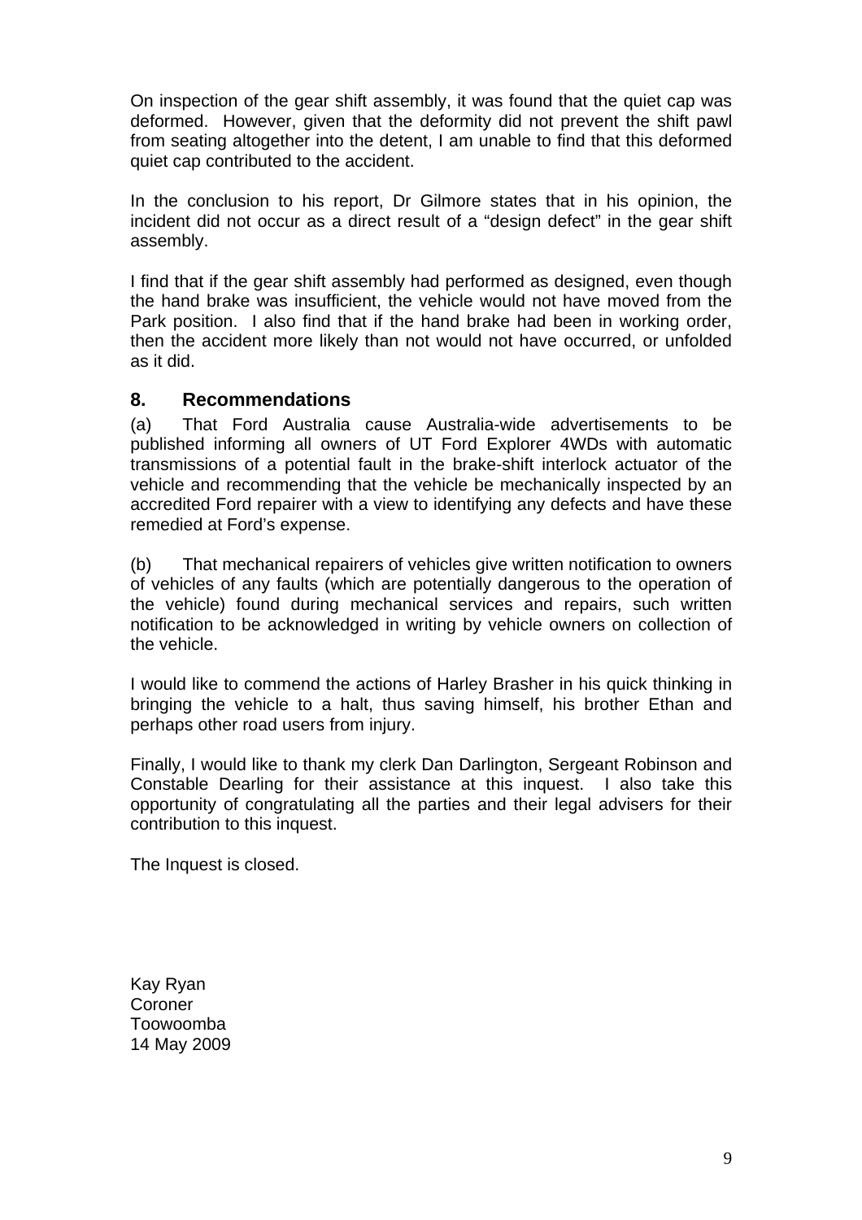On inspection of the gear shift assembly, it was found that the quiet cap was deformed. However, given that the deformity did not prevent the shift pawl from seating altogether into the detent, I am unable to find that this deformed quiet cap contributed to the accident.

In the conclusion to his report, Dr Gilmore states that in his opinion, the incident did not occur as a direct result of a "design defect" in the gear shift assembly.

I find that if the gear shift assembly had performed as designed, even though the hand brake was insufficient, the vehicle would not have moved from the Park position. I also find that if the hand brake had been in working order, then the accident more likely than not would not have occurred, or unfolded as it did.

## 8. Recommendations

(a) That Ford Australia cause Australia-wide advertisements to be published informing all owners of UT Ford Explorer 4WDs with automatic transmissions of a potential fault in the brake-shift interlock actuator of the vehicle and recommending that the vehicle be mechanically inspected by an accredited Ford repairer with a view to identifying any defects and have these remedied at Ford's expense.

(b) That mechanical repairers of vehicles give written notification to owners of vehicles of any faults (which are potentially dangerous to the operation of the vehicle) found during mechanical services and repairs, such written notification to be acknowledged in writing by vehicle owners on collection of the vehicle.

I would like to commend the actions of Harley Brasher in his quick thinking in bringing the vehicle to a halt, thus saving himself, his brother Ethan and perhaps other road users from injury.

Finally, I would like to thank my clerk Dan Darlington, Sergeant Robinson and Constable Dearling for their assistance at this inquest. I also take this opportunity of congratulating all the parties and their legal advisers for their contribution to this inquest.

The Inquest is closed.

Kay Ryan
Coroner
Toowoomba
14 May 2009